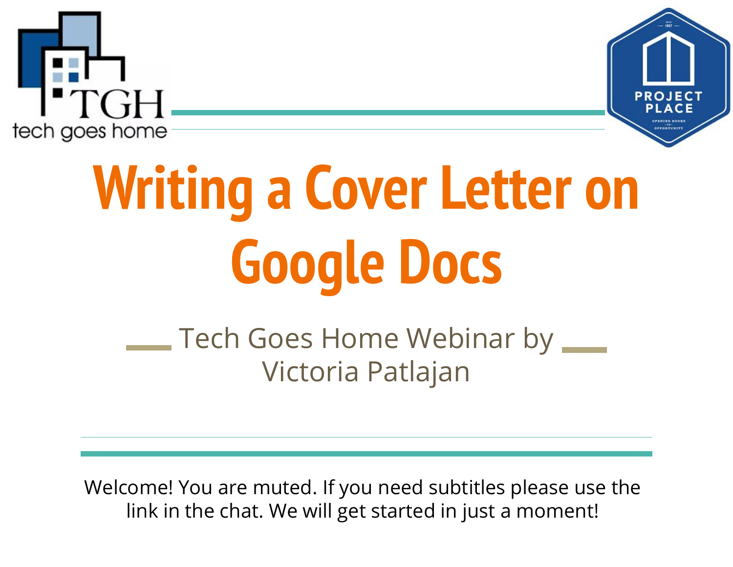# Writing a Cover Letter on Google Docs

Tech Goes Home Webinar by Victoria Patlajan

Welcome! You are muted. If you need subtitles please use the link in the chat. We will get started in just a moment!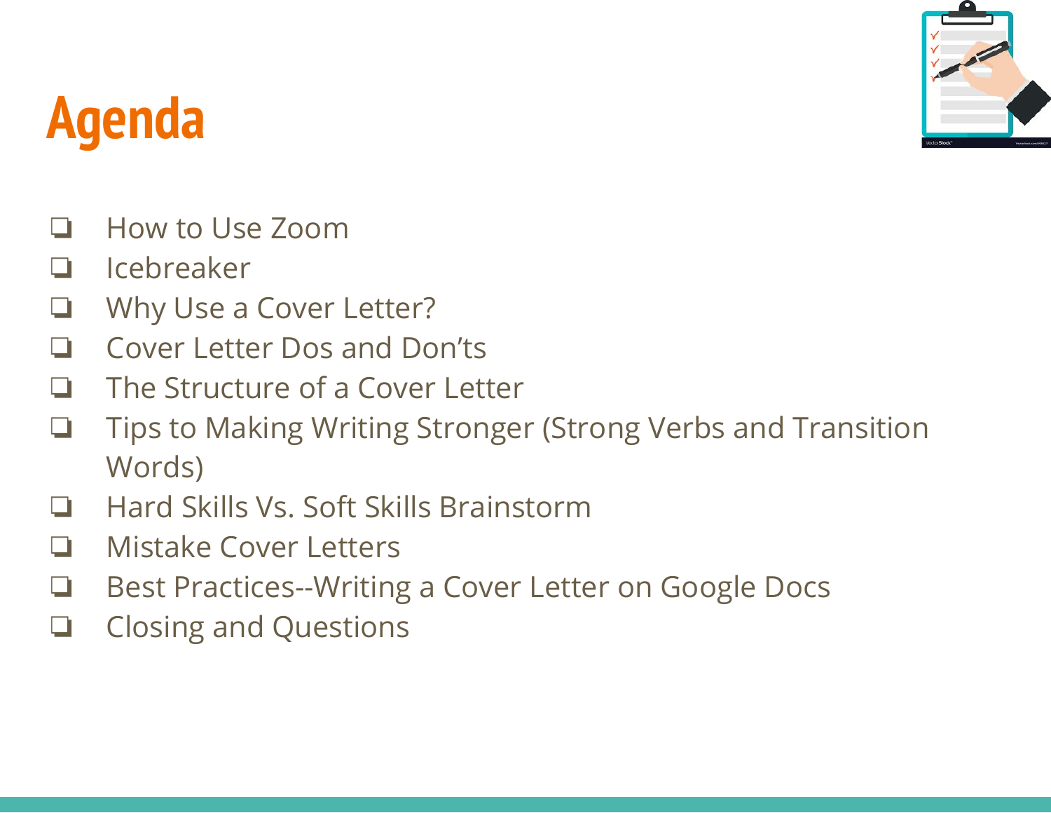# Agenda

- How to Use Zoom
- Icebreaker
- Why Use a Cover Letter?
- Cover Letter Dos and Don'ts
- The Structure of a Cover Letter
- Tips to Making Writing Stronger (Strong Verbs and Transition Words)
- Hard Skills Vs. Soft Skills Brainstorm
- Mistake Cover Letters
- Best Practices--Writing a Cover Letter on Google Docs
- Closing and Questions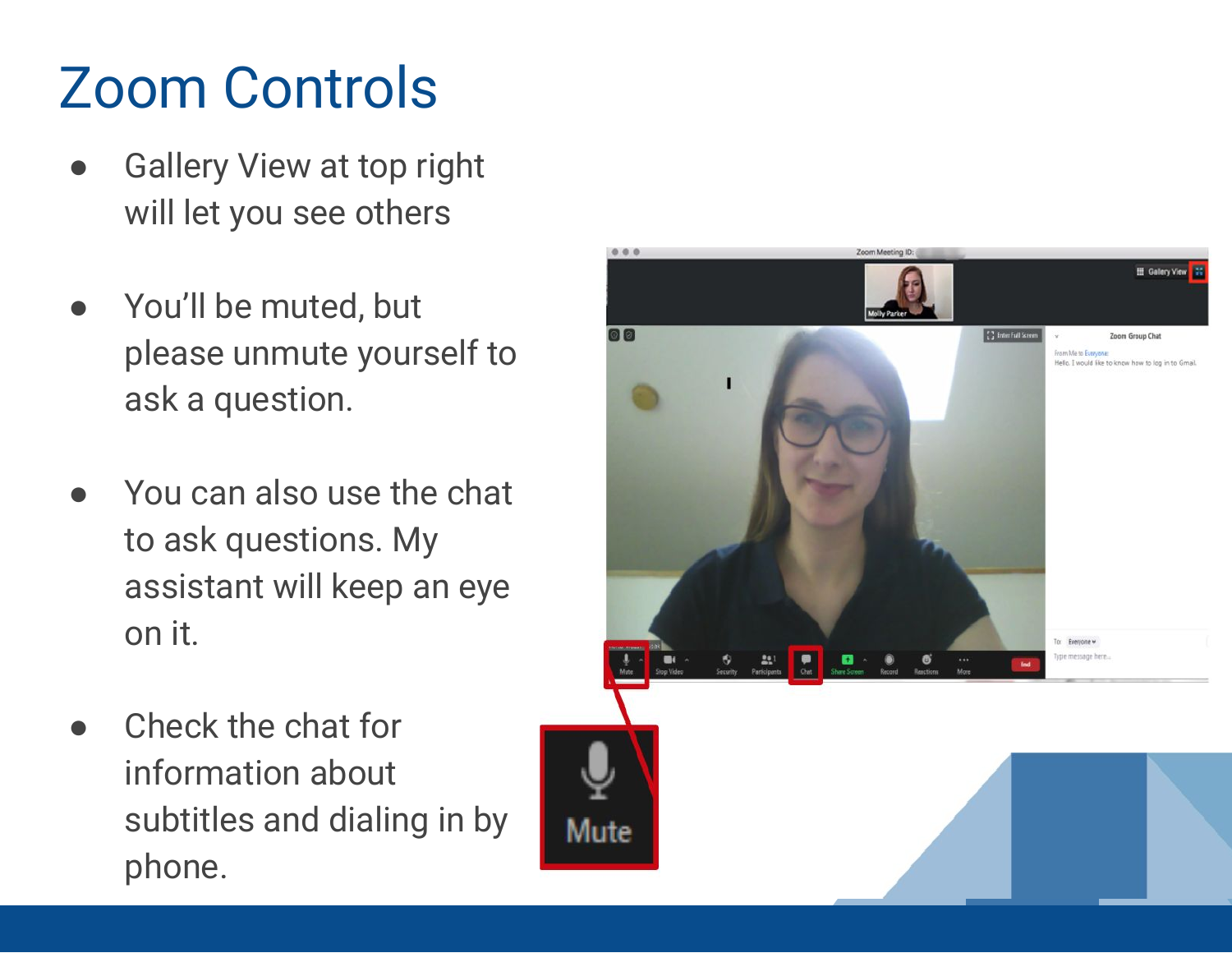# Zoom Controls

- Gallery View at top right will let you see others
- You'll be muted, but please unmute yourself to ask a question.
- You can also use the chat to ask questions. My assistant will keep an eye on it.
- Check the chat for information about subtitles and dialing in by phone.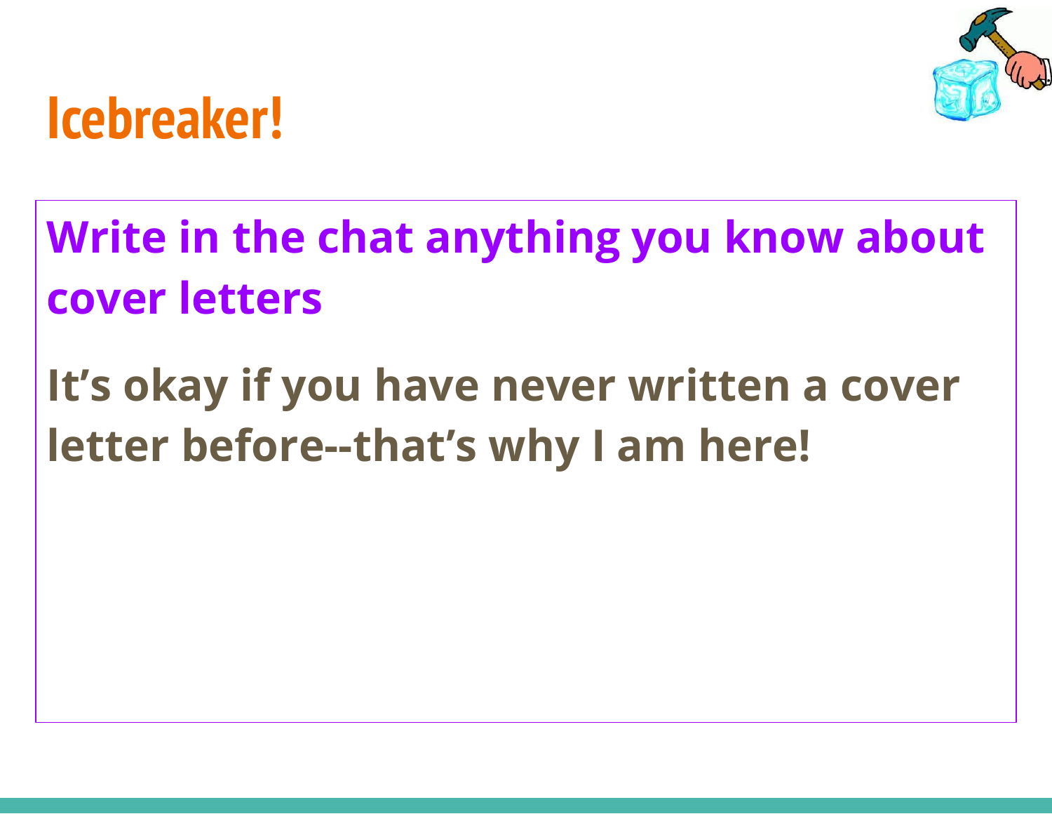# Icebreaker!

**Write in the chat anything you know about cover letters**

**It's okay if you have never written a cover letter before--that's why I am here!**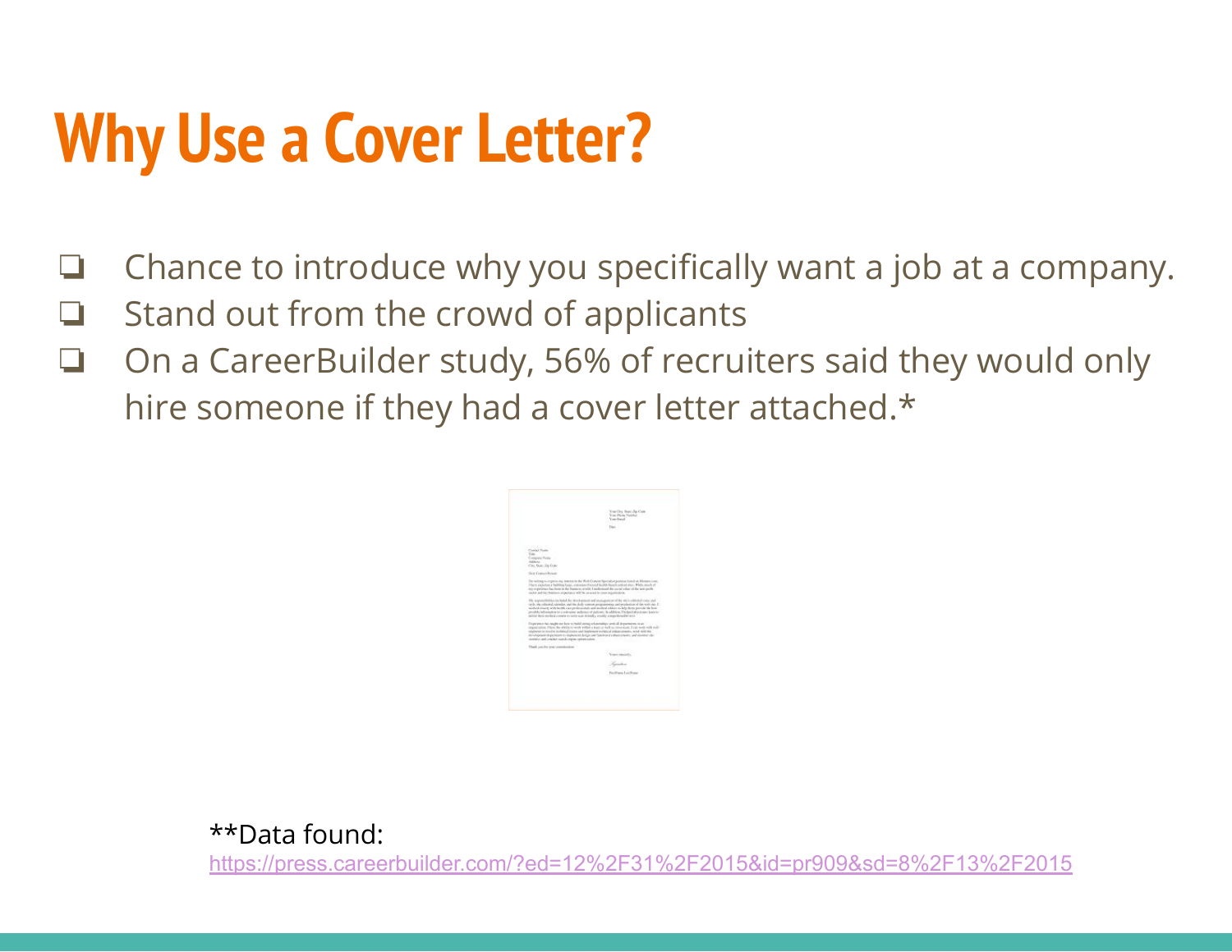# Why Use a Cover Letter?

- Chance to introduce why you specifically want a job at a company.
- Stand out from the crowd of applicants
- On a CareerBuilder study, 56% of recruiters said they would only hire someone if they had a cover letter attached.*

**Data found: https://press.careerbuilder.com/?ed=12%2F31%2F2015&id=pr909&sd=8%2F13%2F2015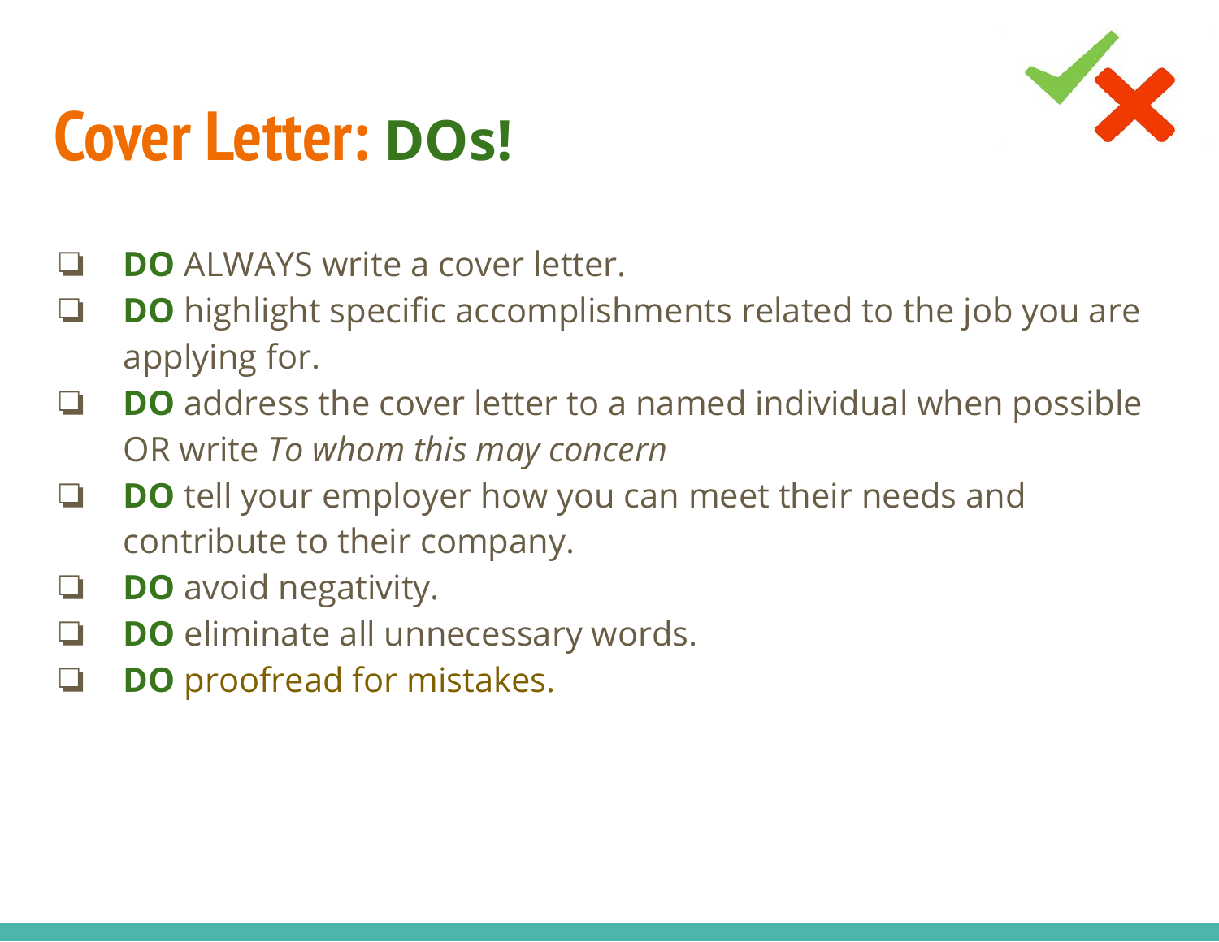# Cover Letter: DOs!

- **DO** ALWAYS write a cover letter.
- **DO** highlight specific accomplishments related to the job you are applying for.
- **DO** address the cover letter to a named individual when possible OR write *To whom this may concern*
- **DO** tell your employer how you can meet their needs and contribute to their company.
- **DO** avoid negativity.
- **DO** eliminate all unnecessary words.
- **DO** proofread for mistakes.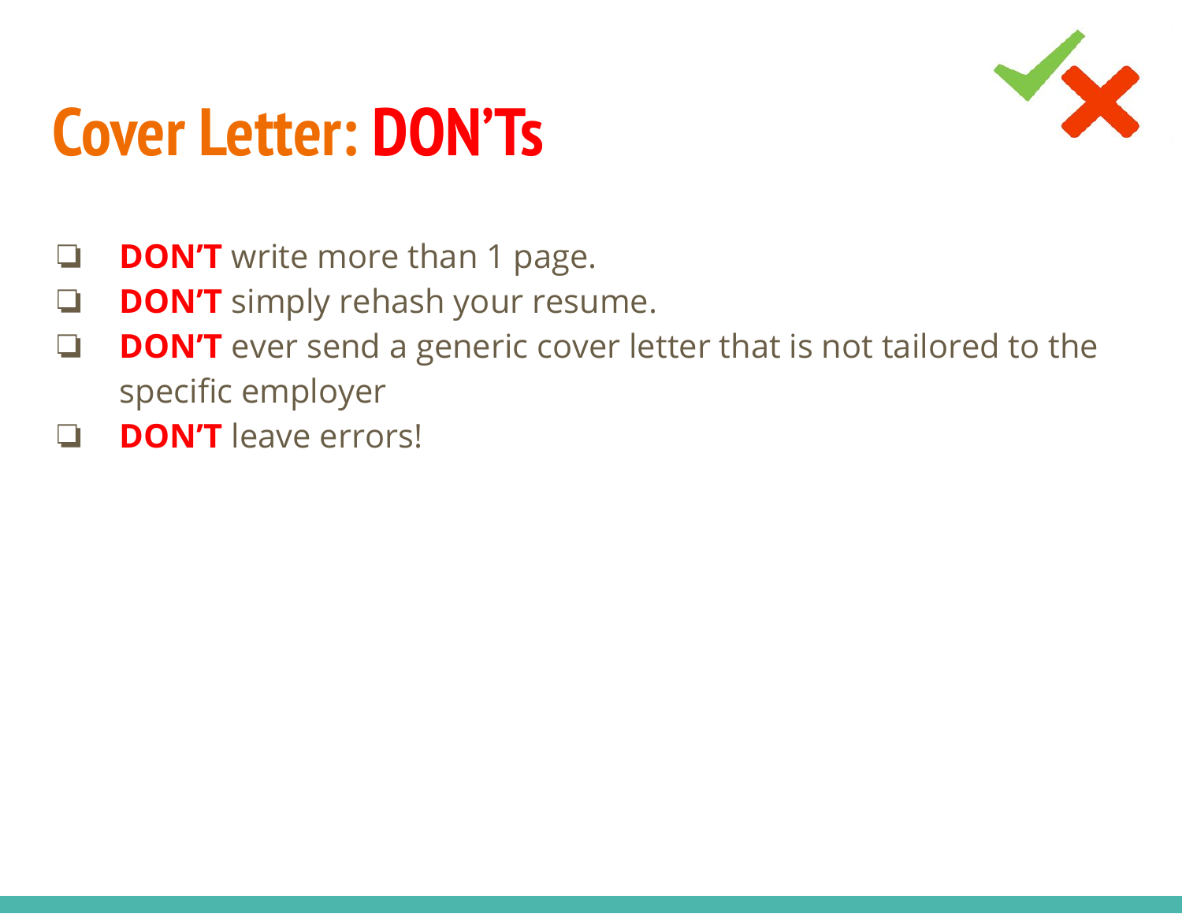# Cover Letter: DON'Ts

- **DON'T** write more than 1 page.
- **DON'T** simply rehash your resume.
- **DON'T** ever send a generic cover letter that is not tailored to the specific employer
- **DON'T** leave errors!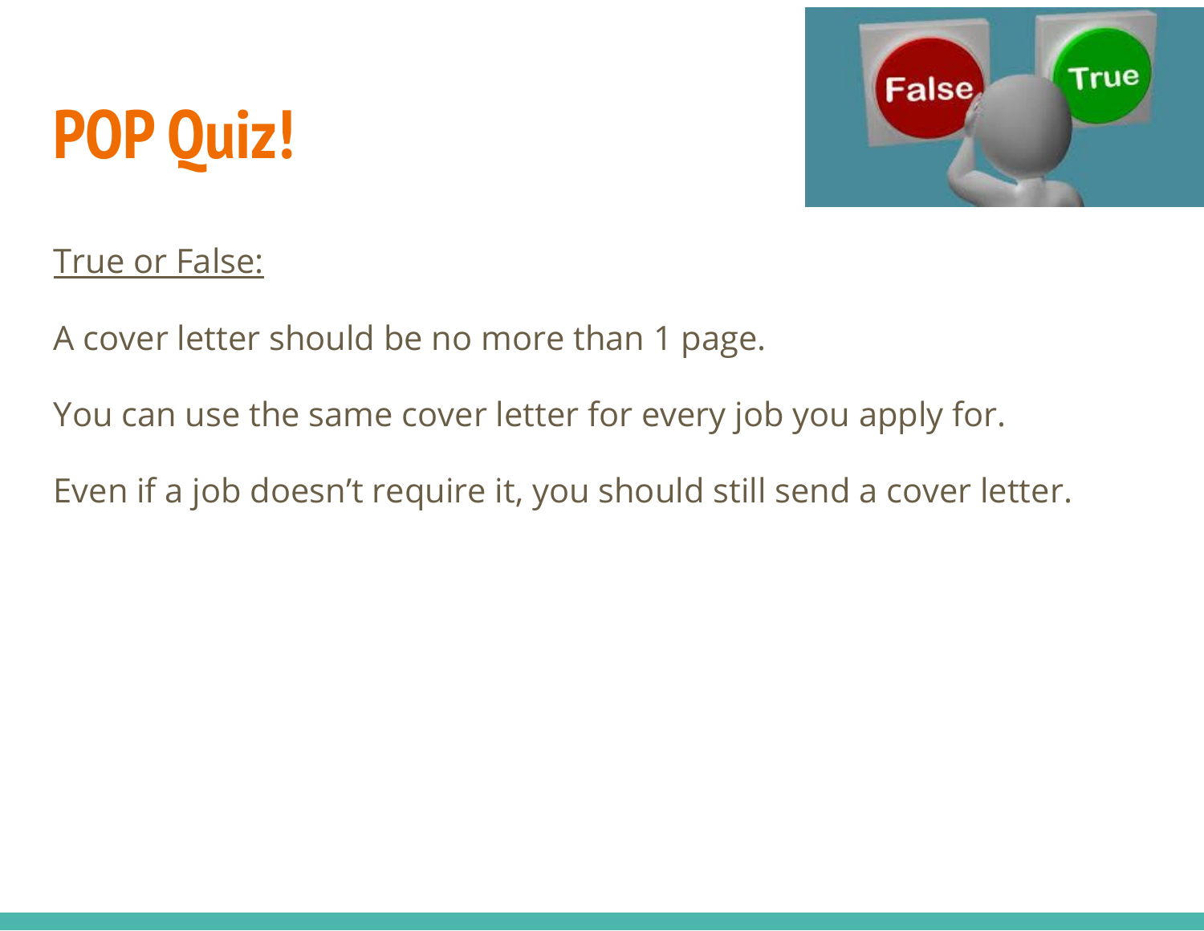# POP Quiz!

True or False:

A cover letter should be no more than 1 page.

You can use the same cover letter for every job you apply for.

Even if a job doesn't require it, you should still send a cover letter.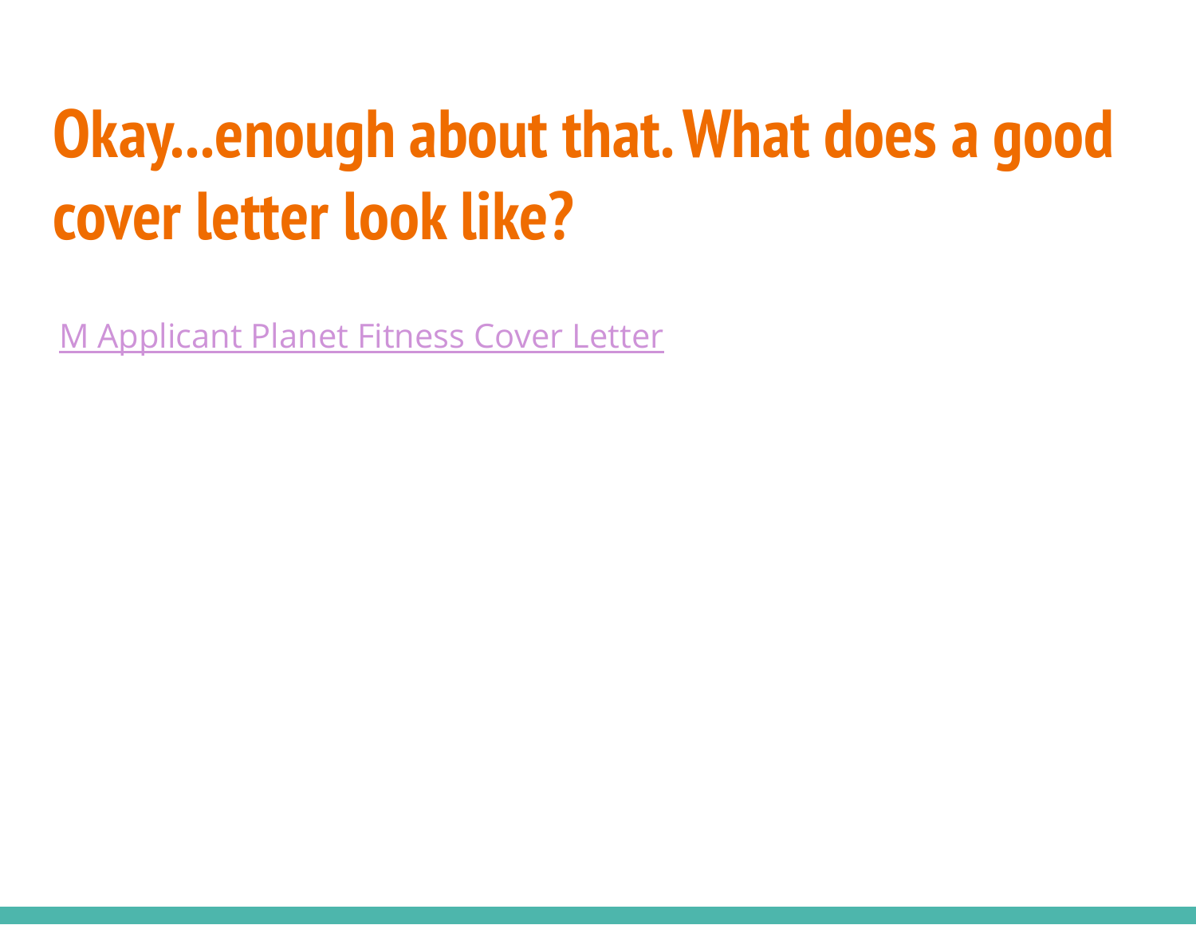# Okay…enough about that. What does a good cover letter look like?

M Applicant Planet Fitness Cover Letter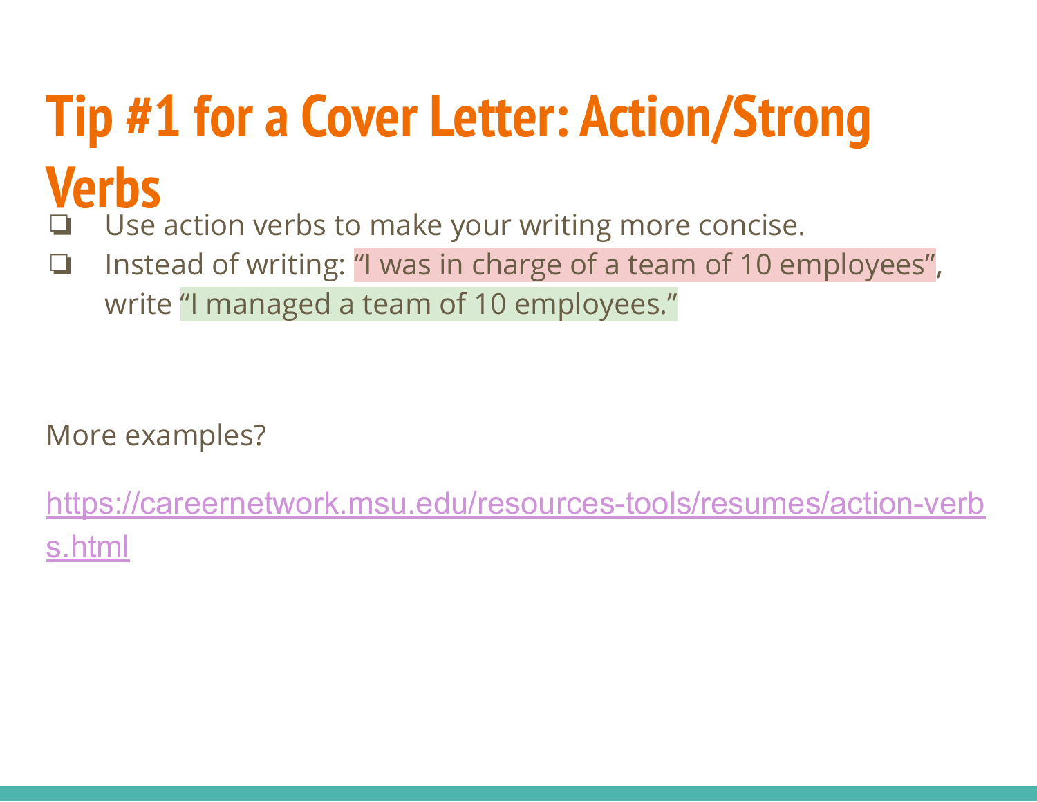# Tip #1 for a Cover Letter: Action/Strong Verbs

- Use action verbs to make your writing more concise.
- Instead of writing: "I was in charge of a team of 10 employees", write "I managed a team of 10 employees."

More examples?

https://careernetwork.msu.edu/resources-tools/resumes/action-verbs.html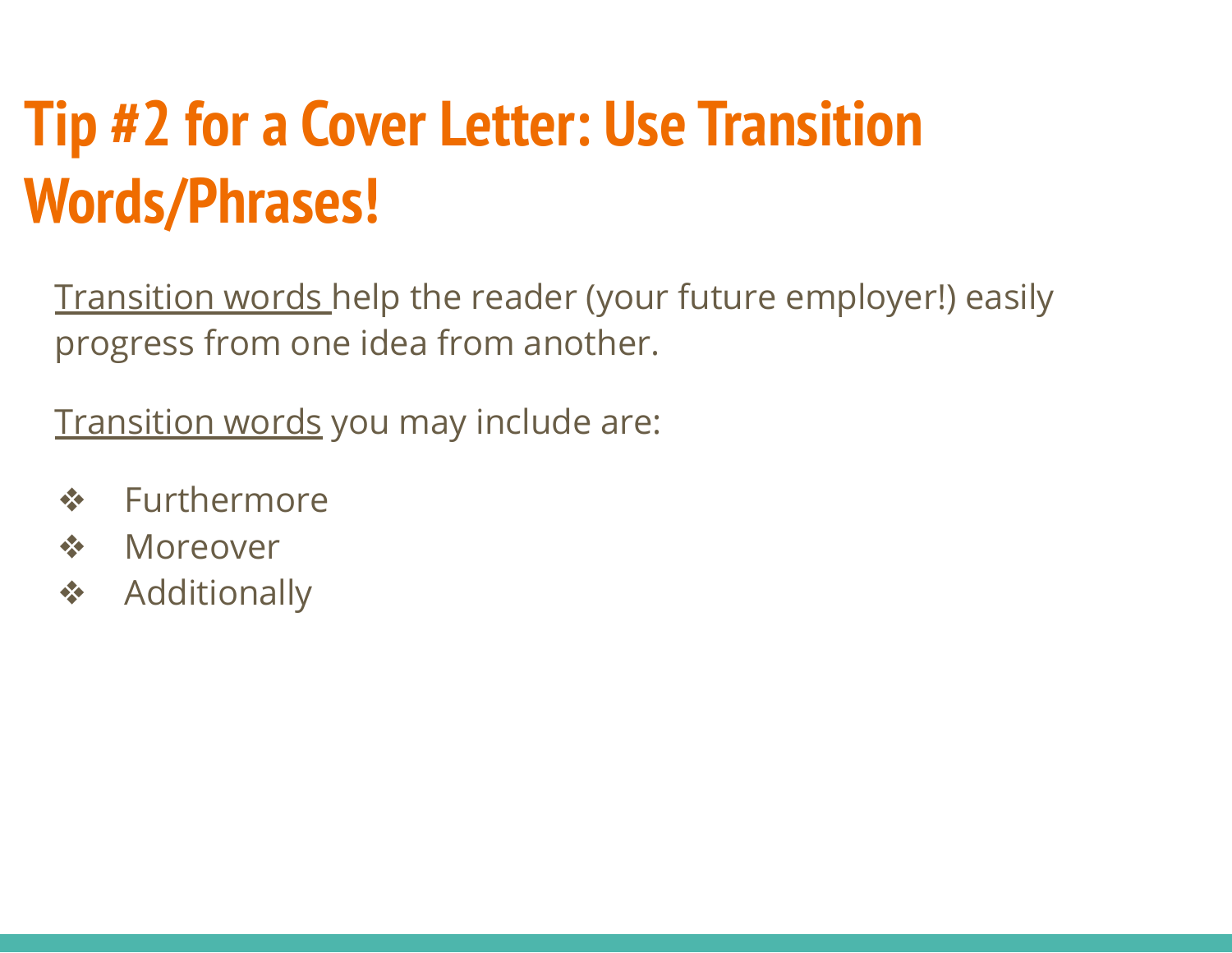# Tip #2 for a Cover Letter: Use Transition Words/Phrases!

<u>Transition words</u> help the reader (your future employer!) easily progress from one idea from another.

<u>Transition words</u> you may include are:

- Furthermore
- Moreover
- Additionally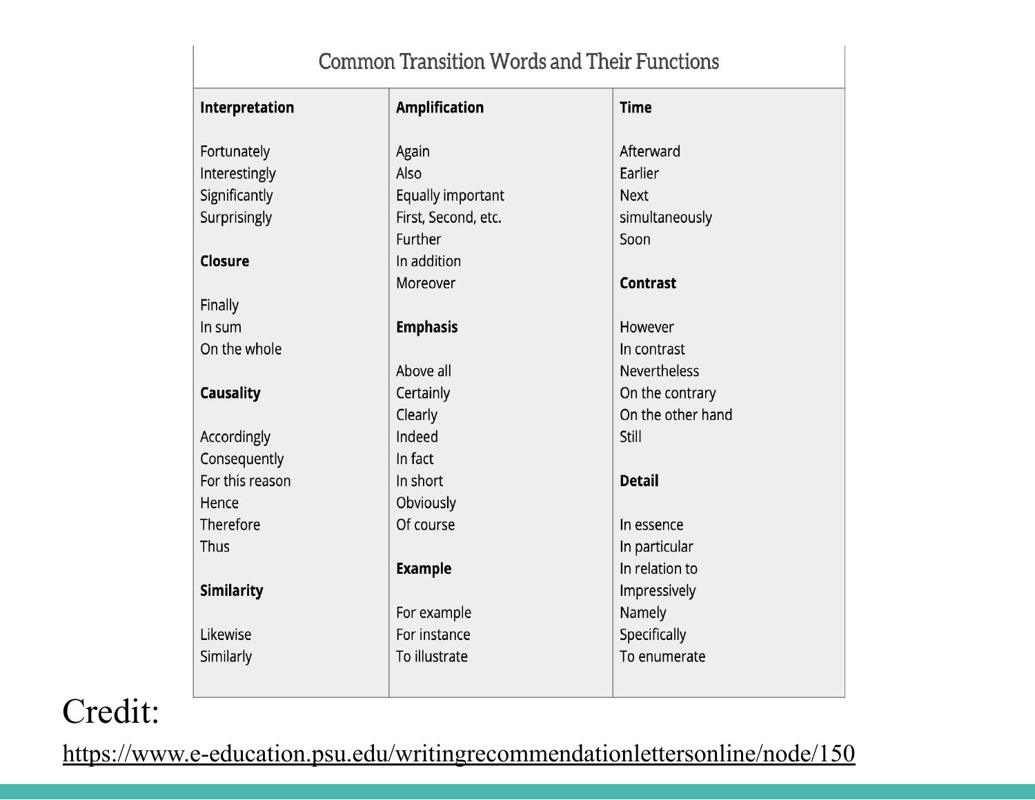# Common Transition Words and Their Functions

| Interpretation | Amplification | Time |
|---|---|---|
| Fortunately<br>Interestingly<br>Significantly<br>Surprisingly | Again<br>Also<br>Equally important<br>First, Second, etc.<br>Further<br>In addition<br>Moreover | Afterward<br>Earlier<br>Next<br>simultaneously<br>Soon |
| **Closure** | **Emphasis** | **Contrast** |
| Finally<br>In sum<br>On the whole | Above all<br>Certainly<br>Clearly<br>Indeed<br>In fact<br>In short<br>Obviously<br>Of course | However<br>In contrast<br>Nevertheless<br>On the contrary<br>On the other hand<br>Still |
| **Causality** | **Example** | **Detail** |
| Accordingly<br>Consequently<br>For this reason<br>Hence<br>Therefore<br>Thus | For example<br>For instance<br>To illustrate | In essence<br>In particular<br>In relation to<br>Impressively<br>Namely<br>Specifically<br>To enumerate |
| **Similarity** | | |
| Likewise<br>Similarly | | |

Credit:

https://www.e-education.psu.edu/writingrecommendationlettersonline/node/150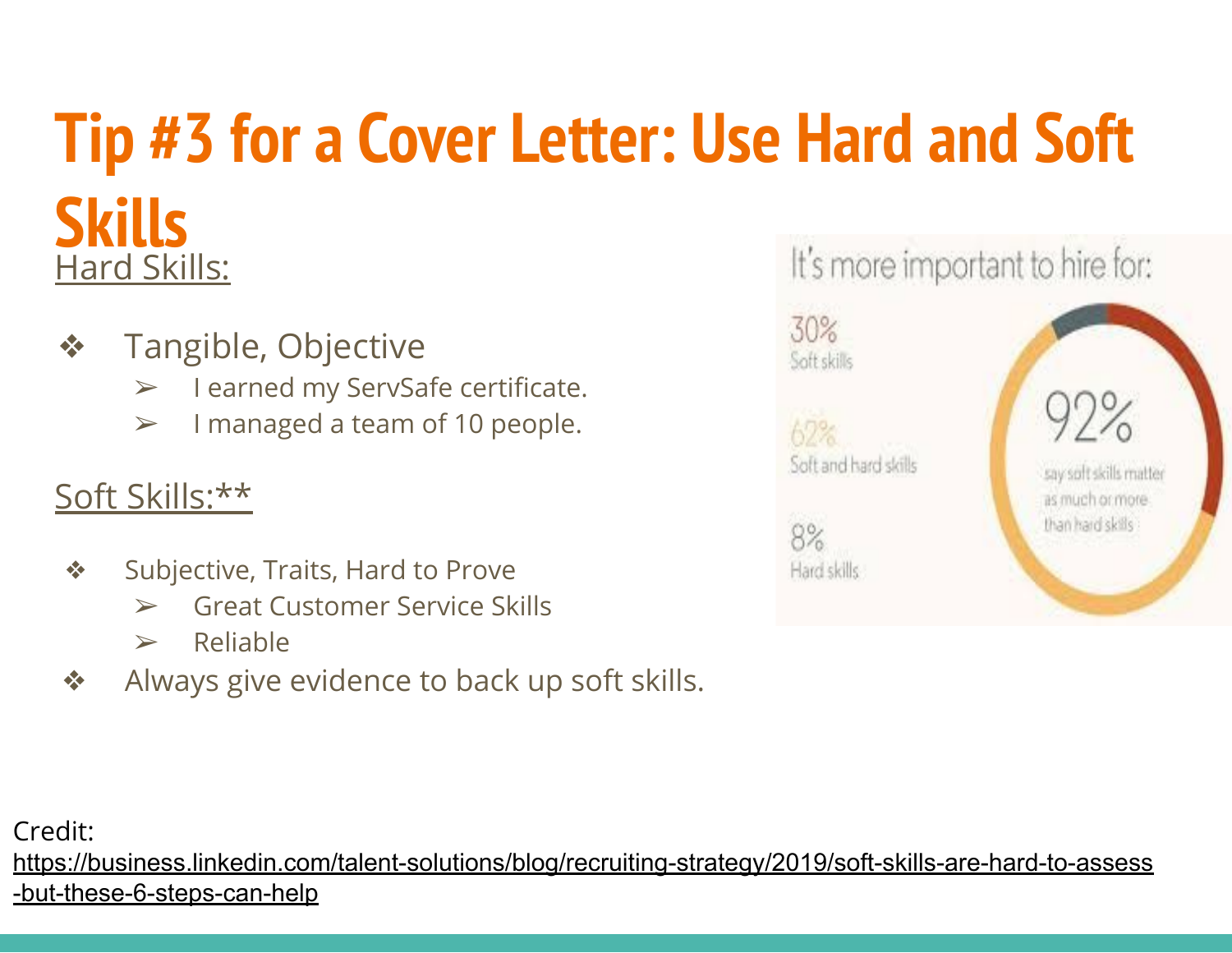# Tip #3 for a Cover Letter: Use Hard and Soft Skills

Hard Skills:

- Tangible, Objective
  - I earned my ServSafe certificate.
  - I managed a team of 10 people.

Soft Skills:**

- Subjective, Traits, Hard to Prove
  - Great Customer Service Skills
  - Reliable
- Always give evidence to back up soft skills.

It's more important to hire for:

30%
Soft skills

62%
Soft and hard skills

8%
Hard skills

92%
say soft skills matter as much or more than hard skills

Credit:
https://business.linkedin.com/talent-solutions/blog/recruiting-strategy/2019/soft-skills-are-hard-to-assess-but-these-6-steps-can-help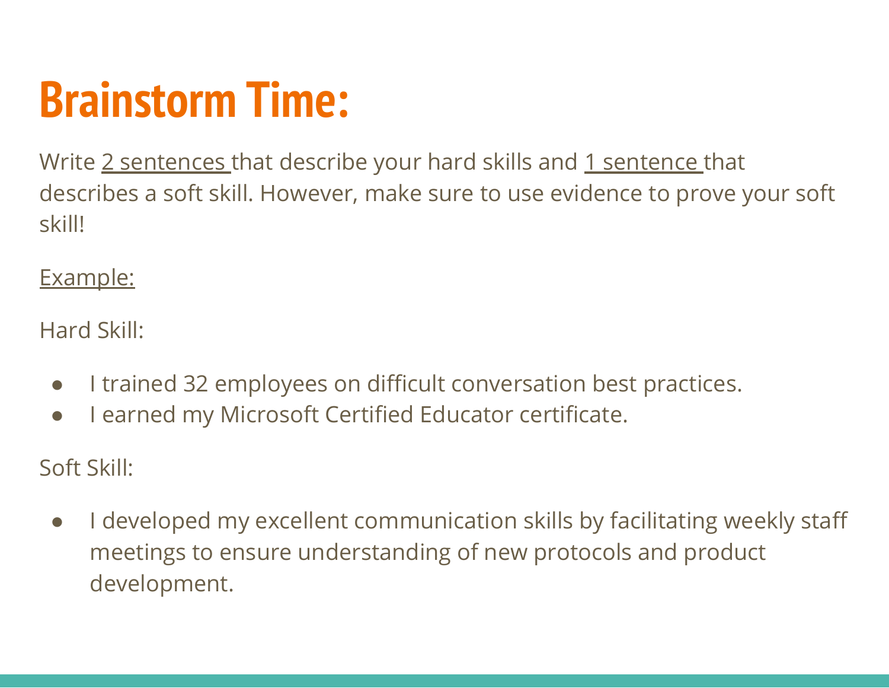# Brainstorm Time:

Write 2 sentences that describe your hard skills and 1 sentence that describes a soft skill. However, make sure to use evidence to prove your soft skill!

Example:

Hard Skill:

- I trained 32 employees on difficult conversation best practices.
- I earned my Microsoft Certified Educator certificate.

Soft Skill:

- I developed my excellent communication skills by facilitating weekly staff meetings to ensure understanding of new protocols and product development.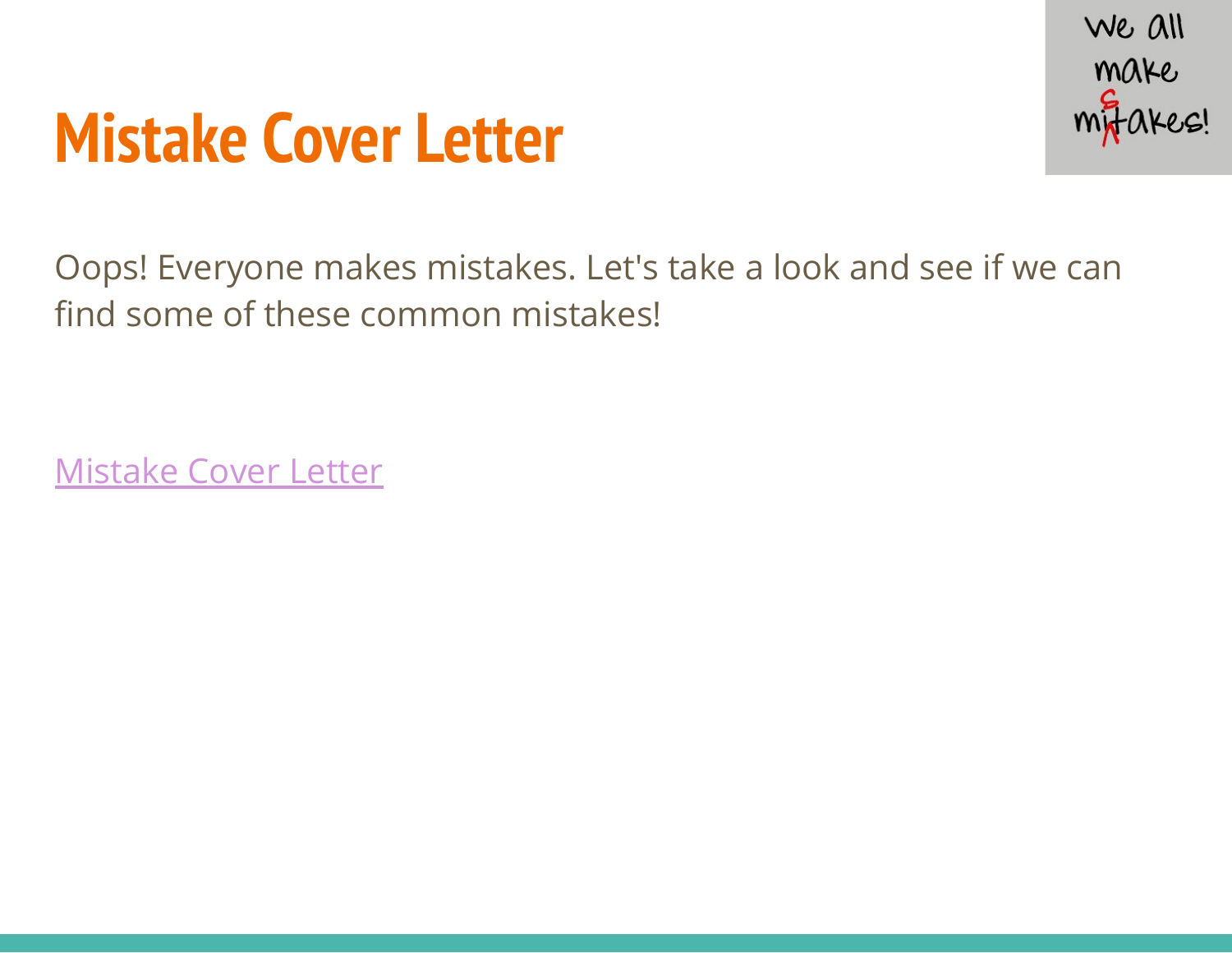# Mistake Cover Letter

Oops! Everyone makes mistakes. Let's take a look and see if we can find some of these common mistakes!

Mistake Cover Letter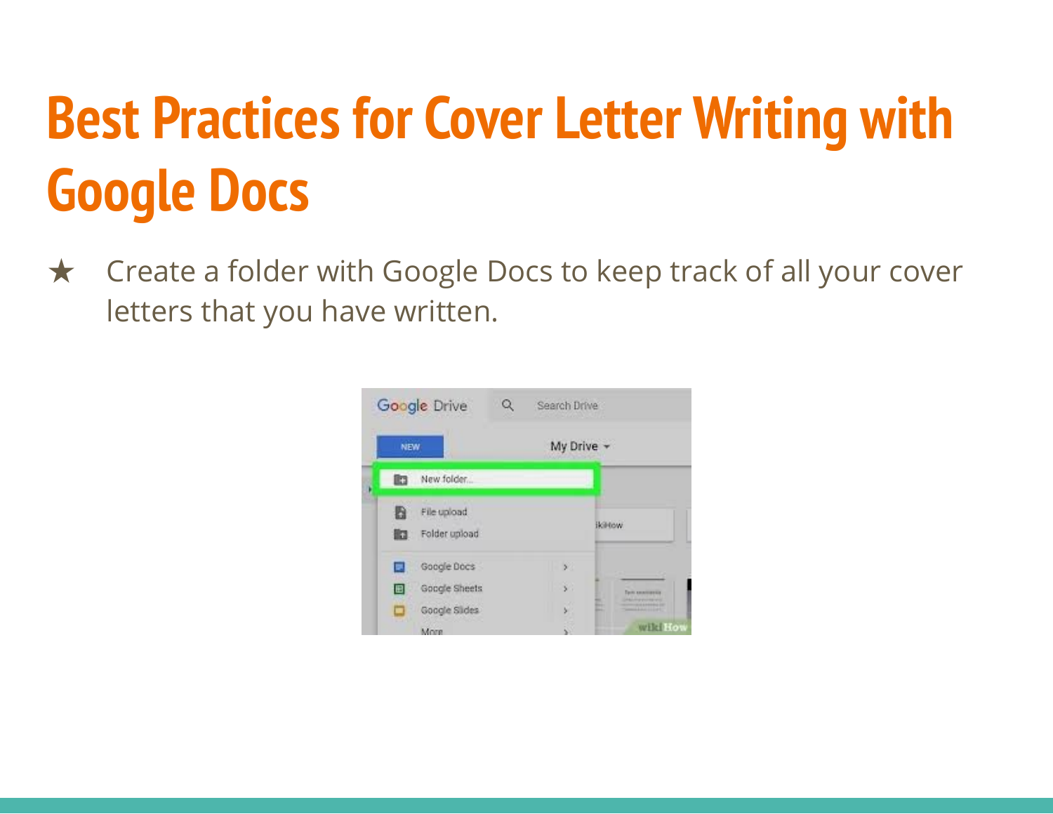# Best Practices for Cover Letter Writing with Google Docs

- ★ Create a folder with Google Docs to keep track of all your cover letters that you have written.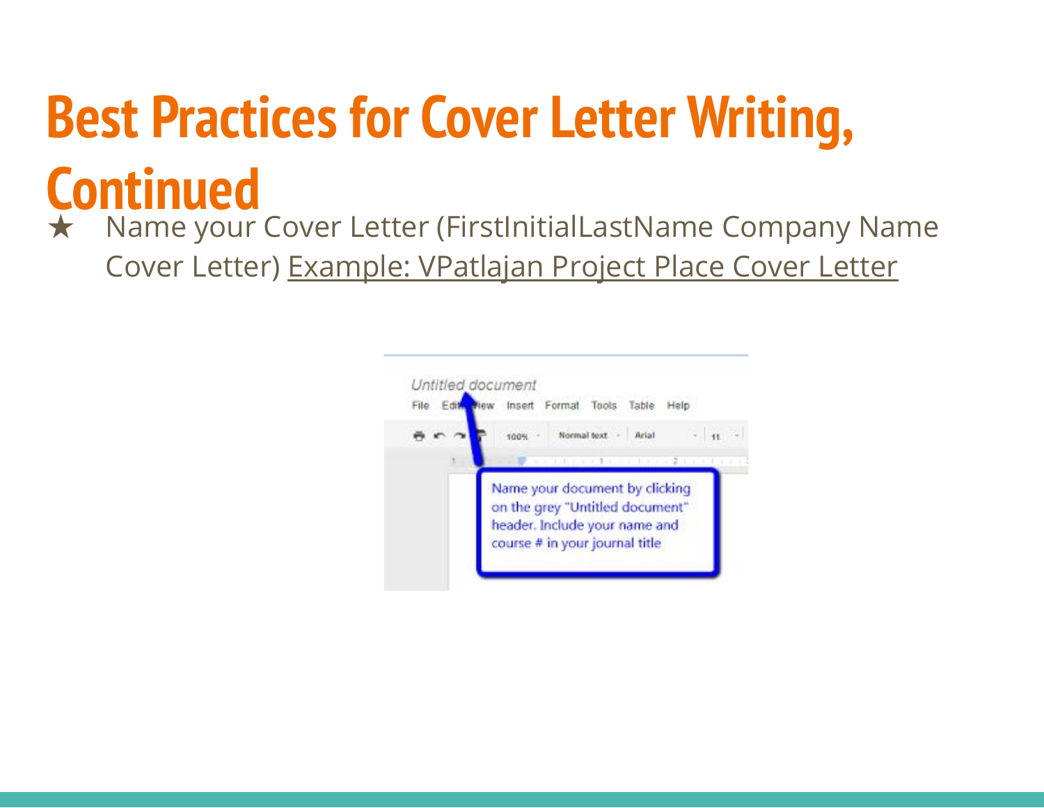# Best Practices for Cover Letter Writing, Continued

- Name your Cover Letter (FirstInitialLastName Company Name Cover Letter) Example: VPatlajan Project Place Cover Letter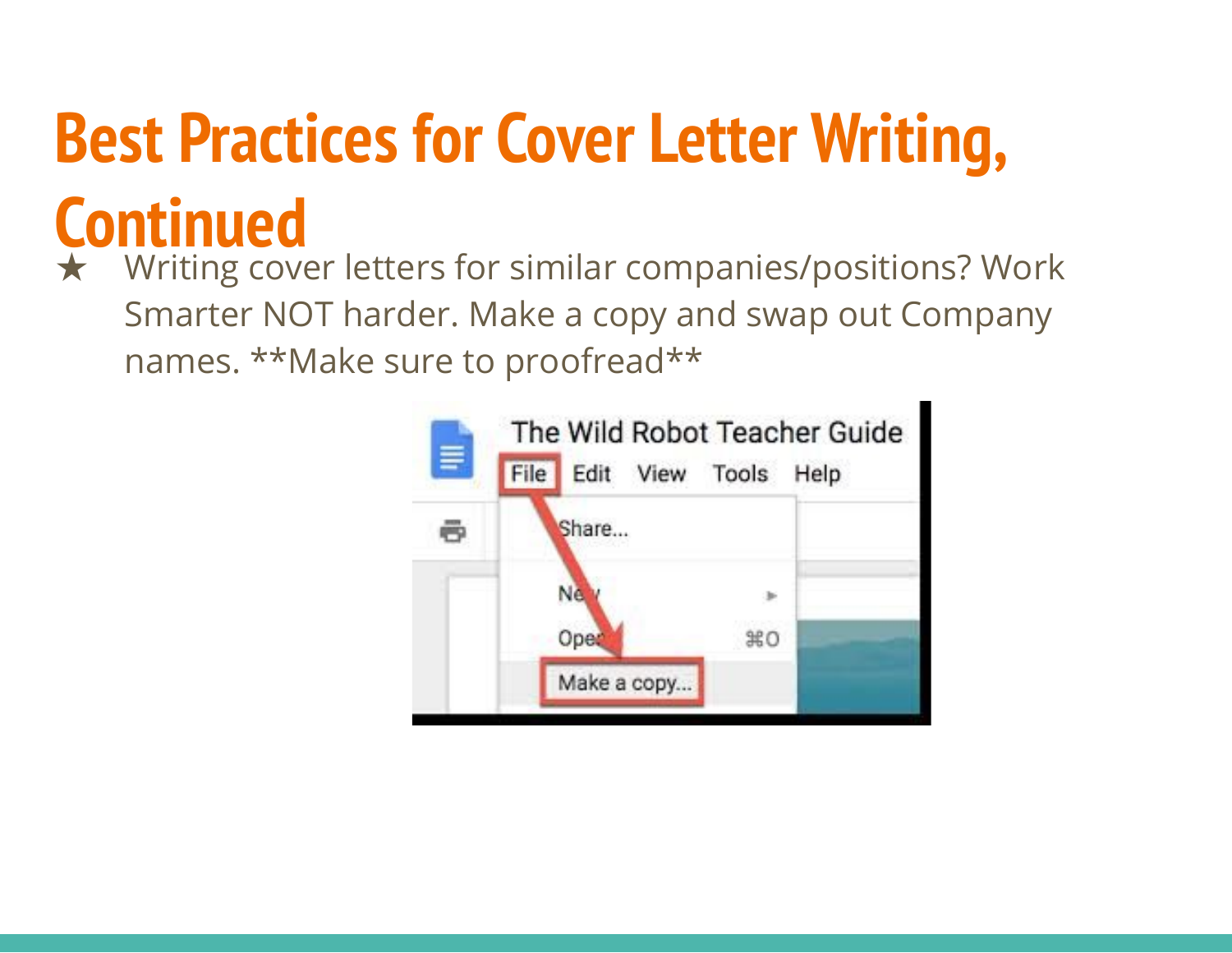# Best Practices for Cover Letter Writing, Continued

★ Writing cover letters for similar companies/positions? Work Smarter NOT harder. Make a copy and swap out Company names. **Make sure to proofread**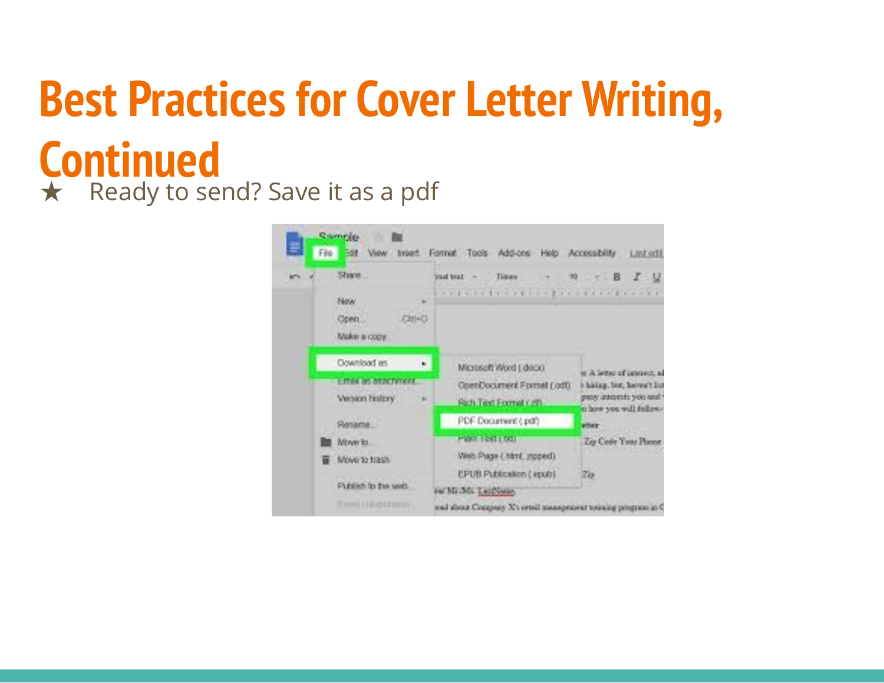# Best Practices for Cover Letter Writing, Continued

★ Ready to send? Save it as a pdf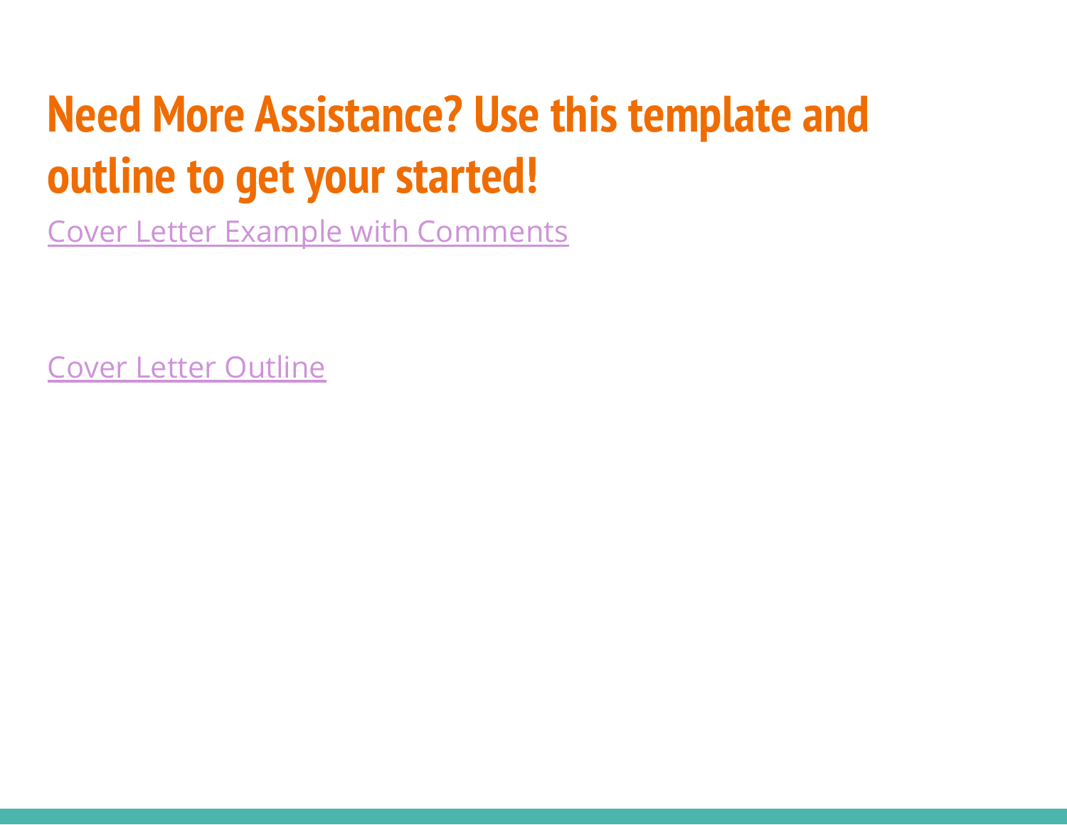# Need More Assistance? Use this template and outline to get your started!

[Cover Letter Example with Comments]

[Cover Letter Outline]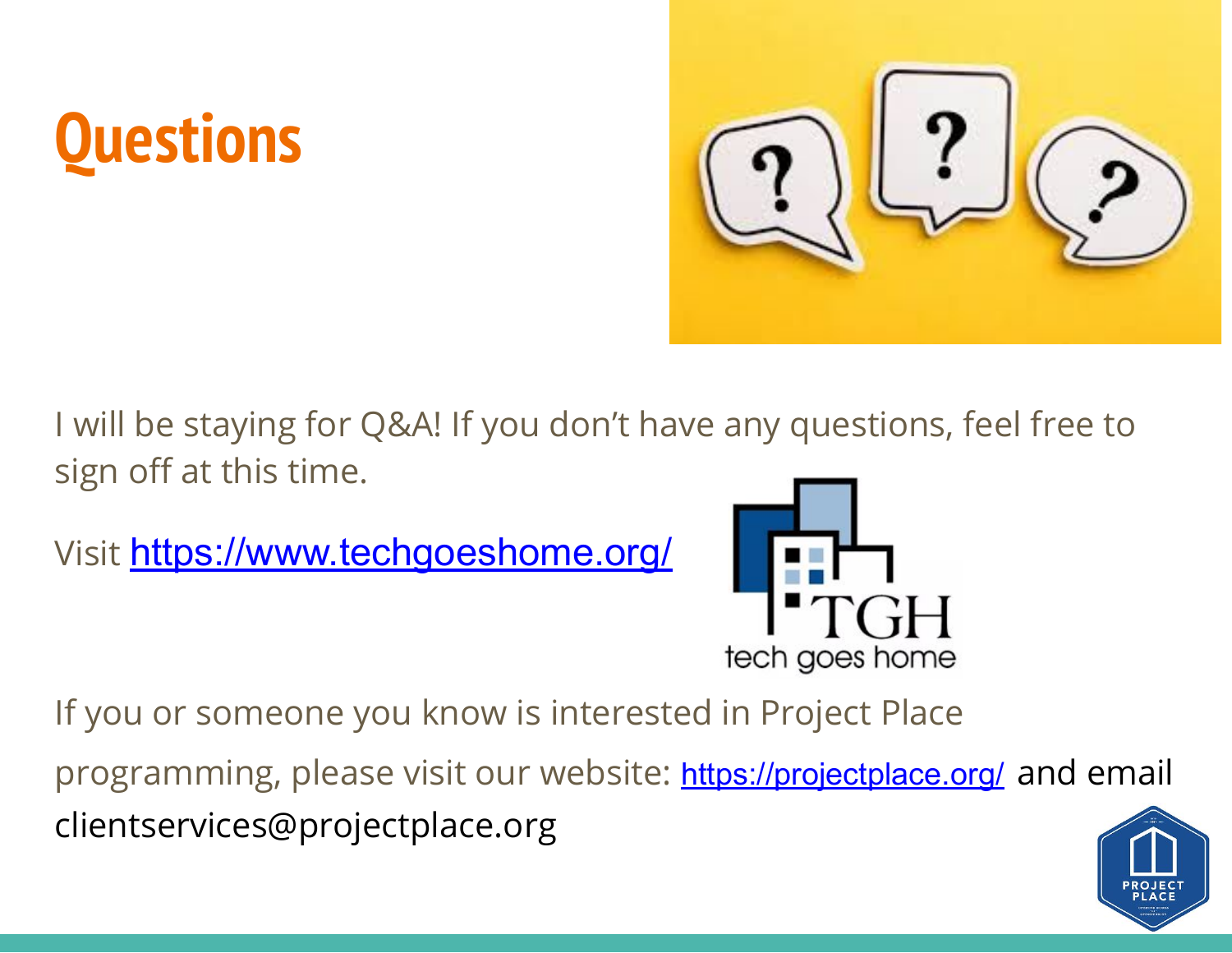# Questions

I will be staying for Q&A! If you don't have any questions, feel free to sign off at this time.

Visit https://www.techgoeshome.org/

If you or someone you know is interested in Project Place programming, please visit our website: https://projectplace.org/ and email clientservices@projectplace.org